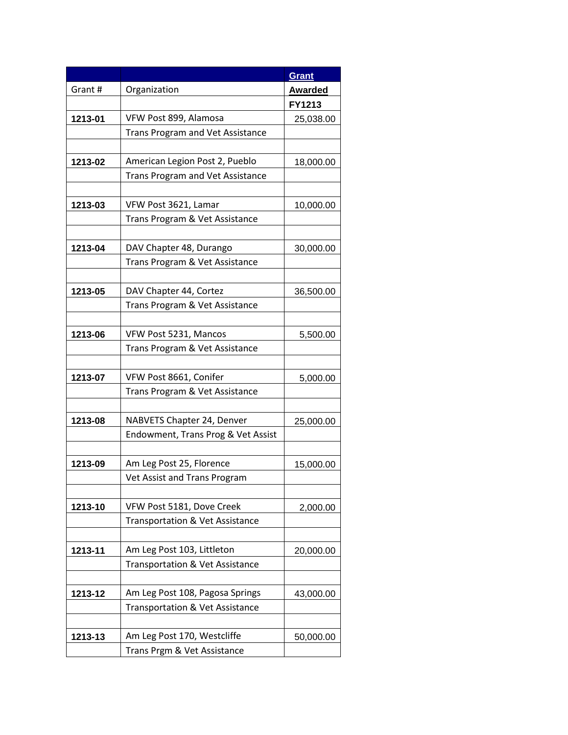| Grant # | Organization | Grant Awarded FY1213 |
|---|---|---|
| 1213-01 | VFW Post 899, Alamosa | 25,038.00 |
| | Trans Program and Vet Assistance | |
| | | |
| 1213-02 | American Legion Post 2, Pueblo | 18,000.00 |
| | Trans Program and Vet Assistance | |
| | | |
| 1213-03 | VFW Post 3621, Lamar | 10,000.00 |
| | Trans Program & Vet Assistance | |
| | | |
| 1213-04 | DAV Chapter 48, Durango | 30,000.00 |
| | Trans Program & Vet Assistance | |
| | | |
| 1213-05 | DAV Chapter 44, Cortez | 36,500.00 |
| | Trans Program & Vet Assistance | |
| | | |
| 1213-06 | VFW Post 5231, Mancos | 5,500.00 |
| | Trans Program & Vet Assistance | |
| | | |
| 1213-07 | VFW Post 8661, Conifer | 5,000.00 |
| | Trans Program & Vet Assistance | |
| | | |
| 1213-08 | NABVETS Chapter 24, Denver | 25,000.00 |
| | Endowment, Trans Prog & Vet Assist | |
| | | |
| 1213-09 | Am Leg Post 25, Florence | 15,000.00 |
| | Vet Assist and Trans Program | |
| | | |
| 1213-10 | VFW Post 5181, Dove Creek | 2,000.00 |
| | Transportation & Vet Assistance | |
| | | |
| 1213-11 | Am Leg Post 103, Littleton | 20,000.00 |
| | Transportation & Vet Assistance | |
| | | |
| 1213-12 | Am Leg Post 108, Pagosa Springs | 43,000.00 |
| | Transportation & Vet Assistance | |
| | | |
| 1213-13 | Am Leg Post 170, Westcliffe | 50,000.00 |
| | Trans Prgm & Vet Assistance | |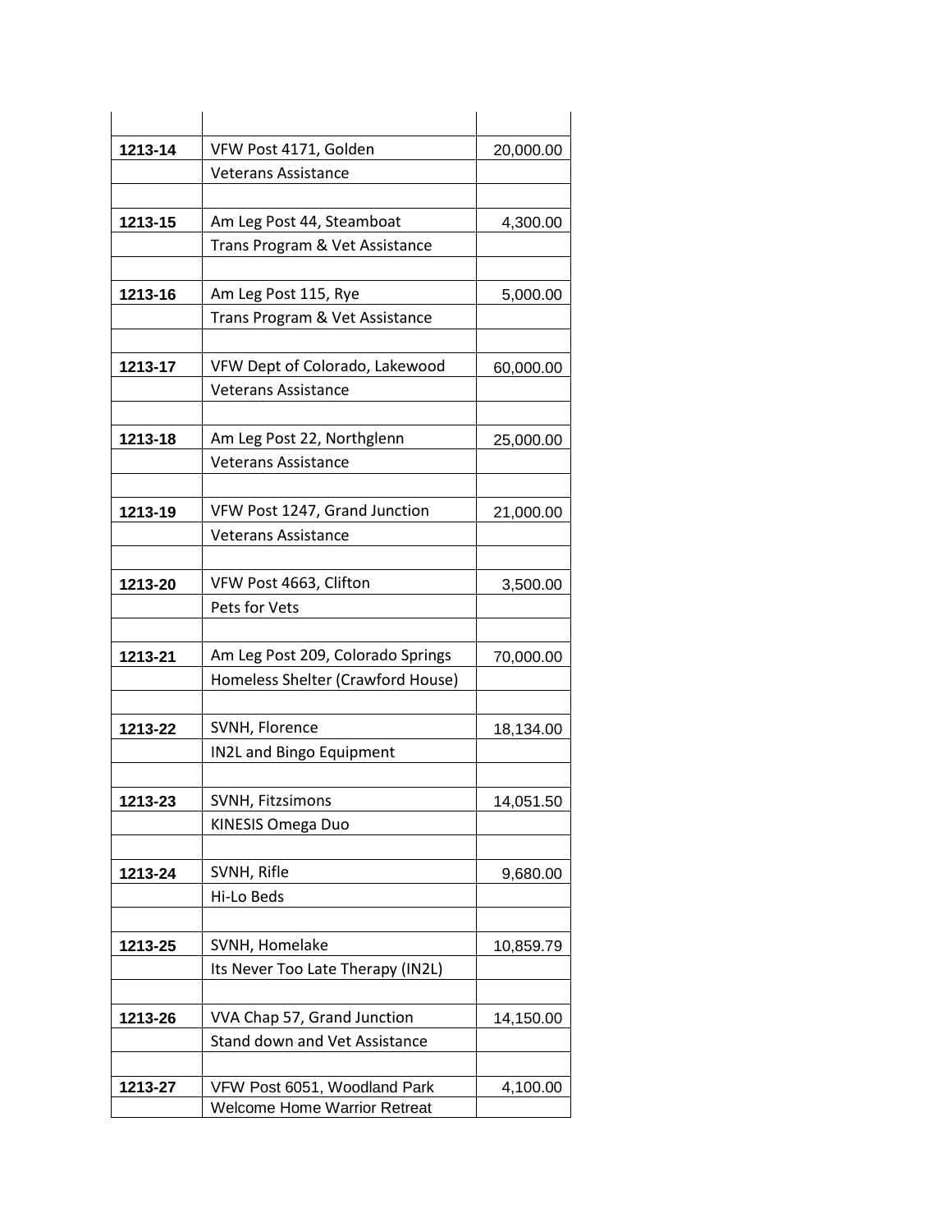| | | |
|---|---|---|
| 1213-14 | VFW Post 4171, Golden | 20,000.00 |
| | Veterans Assistance | |
| | | |
| 1213-15 | Am Leg Post 44, Steamboat | 4,300.00 |
| | Trans Program & Vet Assistance | |
| | | |
| 1213-16 | Am Leg Post 115, Rye | 5,000.00 |
| | Trans Program & Vet Assistance | |
| | | |
| 1213-17 | VFW Dept of Colorado, Lakewood | 60,000.00 |
| | Veterans Assistance | |
| | | |
| 1213-18 | Am Leg Post 22, Northglenn | 25,000.00 |
| | Veterans Assistance | |
| | | |
| 1213-19 | VFW Post 1247, Grand Junction | 21,000.00 |
| | Veterans Assistance | |
| | | |
| 1213-20 | VFW Post 4663, Clifton | 3,500.00 |
| | Pets for Vets | |
| | | |
| 1213-21 | Am Leg Post 209, Colorado Springs | 70,000.00 |
| | Homeless Shelter (Crawford House) | |
| | | |
| 1213-22 | SVNH, Florence | 18,134.00 |
| | IN2L and Bingo Equipment | |
| | | |
| 1213-23 | SVNH, Fitzsimons | 14,051.50 |
| | KINESIS Omega Duo | |
| | | |
| 1213-24 | SVNH, Rifle | 9,680.00 |
| | Hi-Lo Beds | |
| | | |
| 1213-25 | SVNH, Homelake | 10,859.79 |
| | Its Never Too Late Therapy (IN2L) | |
| | | |
| 1213-26 | VVA Chap 57, Grand Junction | 14,150.00 |
| | Stand down and Vet Assistance | |
| | | |
| 1213-27 | VFW Post 6051, Woodland Park | 4,100.00 |
| | Welcome Home Warrior Retreat | |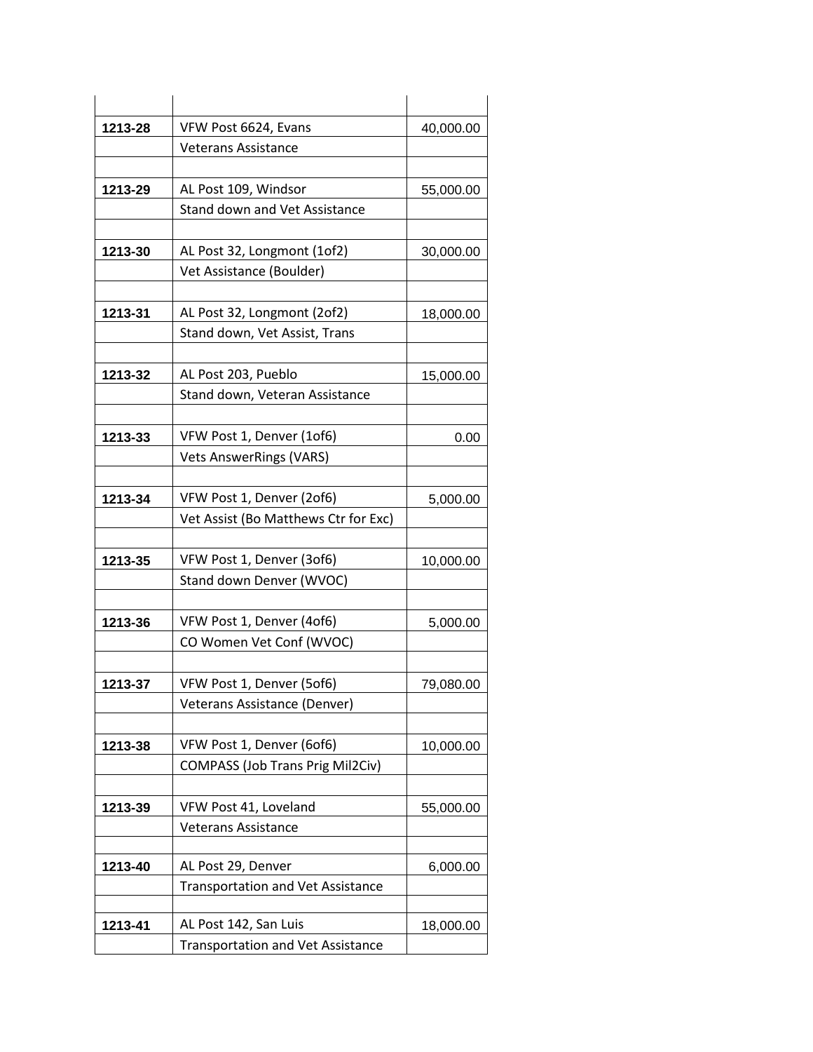| | | |
|---|---|---|
| **1213-28** | VFW Post 6624, Evans | 40,000.00 |
| | Veterans Assistance | |
| | | |
| **1213-29** | AL Post 109, Windsor | 55,000.00 |
| | Stand down and Vet Assistance | |
| | | |
| **1213-30** | AL Post 32, Longmont (1of2) | 30,000.00 |
| | Vet Assistance (Boulder) | |
| | | |
| **1213-31** | AL Post 32, Longmont (2of2) | 18,000.00 |
| | Stand down, Vet Assist, Trans | |
| | | |
| **1213-32** | AL Post 203, Pueblo | 15,000.00 |
| | Stand down, Veteran Assistance | |
| | | |
| **1213-33** | VFW Post 1, Denver (1of6) | 0.00 |
| | Vets AnswerRings (VARS) | |
| | | |
| **1213-34** | VFW Post 1, Denver (2of6) | 5,000.00 |
| | Vet Assist (Bo Matthews Ctr for Exc) | |
| | | |
| **1213-35** | VFW Post 1, Denver (3of6) | 10,000.00 |
| | Stand down Denver (WVOC) | |
| | | |
| **1213-36** | VFW Post 1, Denver (4of6) | 5,000.00 |
| | CO Women Vet Conf (WVOC) | |
| | | |
| **1213-37** | VFW Post 1, Denver (5of6) | 79,080.00 |
| | Veterans Assistance (Denver) | |
| | | |
| **1213-38** | VFW Post 1, Denver (6of6) | 10,000.00 |
| | COMPASS (Job Trans Prig Mil2Civ) | |
| | | |
| **1213-39** | VFW Post 41, Loveland | 55,000.00 |
| | Veterans Assistance | |
| | | |
| **1213-40** | AL Post 29, Denver | 6,000.00 |
| | Transportation and Vet Assistance | |
| | | |
| **1213-41** | AL Post 142, San Luis | 18,000.00 |
| | Transportation and Vet Assistance | |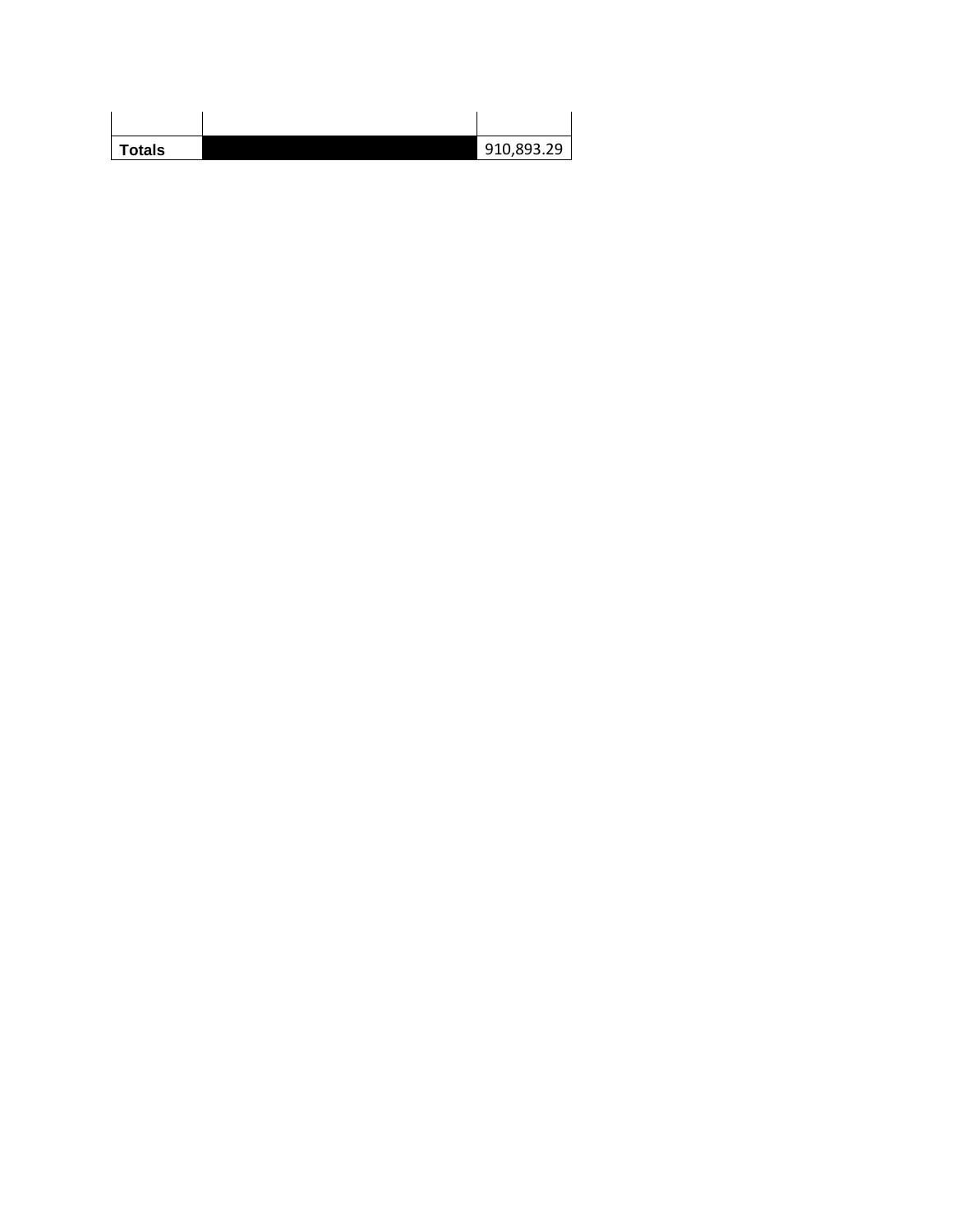| | | |
|---|---|---|
| | | |
| **Totals** | | 910,893.29 |